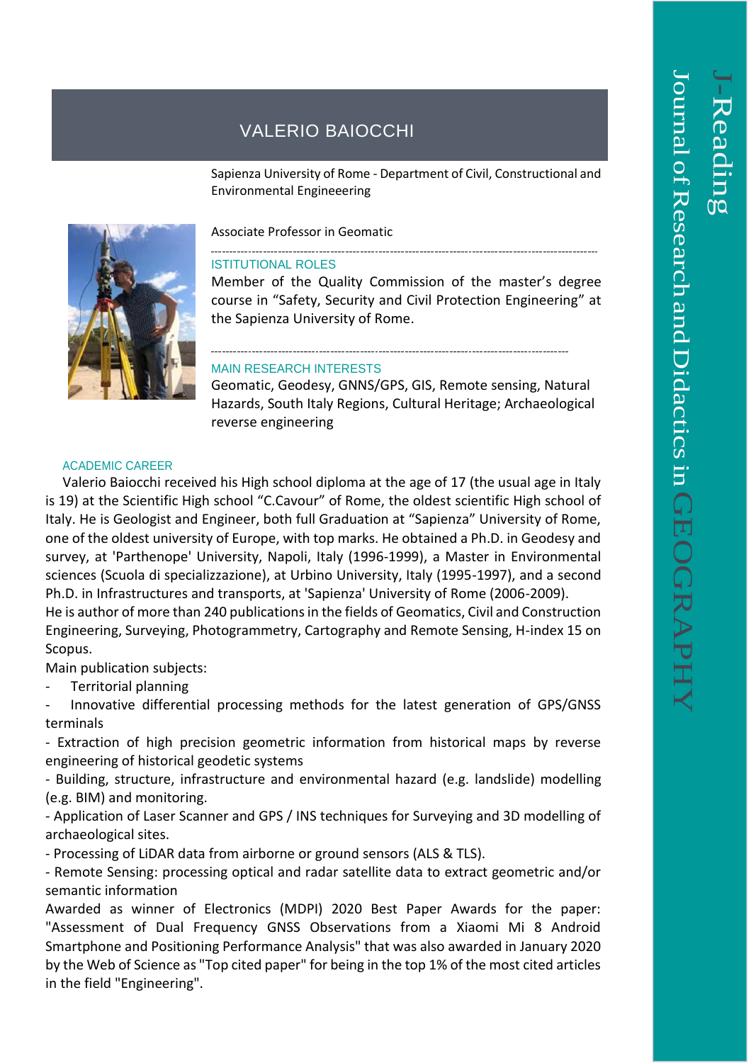# VALERIO BAIOCCHI

Sapienza University of Rome - Department of Civil, Constructional and Environmental Engineeering

Associate Professor in Geomatic

## ISTITUTIONAL ROLES

Member of the Quality Commission of the master's degree course in "Safety, Security and Civil Protection Engineering" at the Sapienza University of Rome.

## MAIN RESEARCH INTERESTS

Geomatic, Geodesy, GNNS/GPS, GIS, Remote sensing, Natural Hazards, South Italy Regions, Cultural Heritage; Archaeological reverse engineering

## ACADEMIC CAREER

Valerio Baiocchi received his High school diploma at the age of 17 (the usual age in Italy is 19) at the Scientific High school "C.Cavour" of Rome, the oldest scientific High school of Italy. He is Geologist and Engineer, both full Graduation at "Sapienza" University of Rome, one of the oldest university of Europe, with top marks. He obtained a Ph.D. in Geodesy and survey, at 'Parthenope' University, Napoli, Italy (1996-1999), a Master in Environmental sciences (Scuola di specializzazione), at Urbino University, Italy (1995-1997), and a second Ph.D. in Infrastructures and transports, at 'Sapienza' University of Rome (2006-2009).

He is author of more than 240 publications in the fields of Geomatics, Civil and Construction Engineering, Surveying, Photogrammetry, Cartography and Remote Sensing, H-index 15 on Scopus.

Main publication subjects:

- Territorial planning
- Innovative differential processing methods for the latest generation of GPS/GNSS terminals
- Extraction of high precision geometric information from historical maps by reverse engineering of historical geodetic systems
- Building, structure, infrastructure and environmental hazard (e.g. landslide) modelling (e.g. BIM) and monitoring.
- Application of Laser Scanner and GPS / INS techniques for Surveying and 3D modelling of archaeological sites.
- Processing of LiDAR data from airborne or ground sensors (ALS & TLS).
- Remote Sensing: processing optical and radar satellite data to extract geometric and/or semantic information

Awarded as winner of Electronics (MDPI) 2020 Best Paper Awards for the paper: "Assessment of Dual Frequency GNSS Observations from a Xiaomi Mi 8 Android Smartphone and Positioning Performance Analysis" that was also awarded in January 2020 by the Web of Science as "Top cited paper" for being in the top 1% of the most cited articles in the field "Engineering".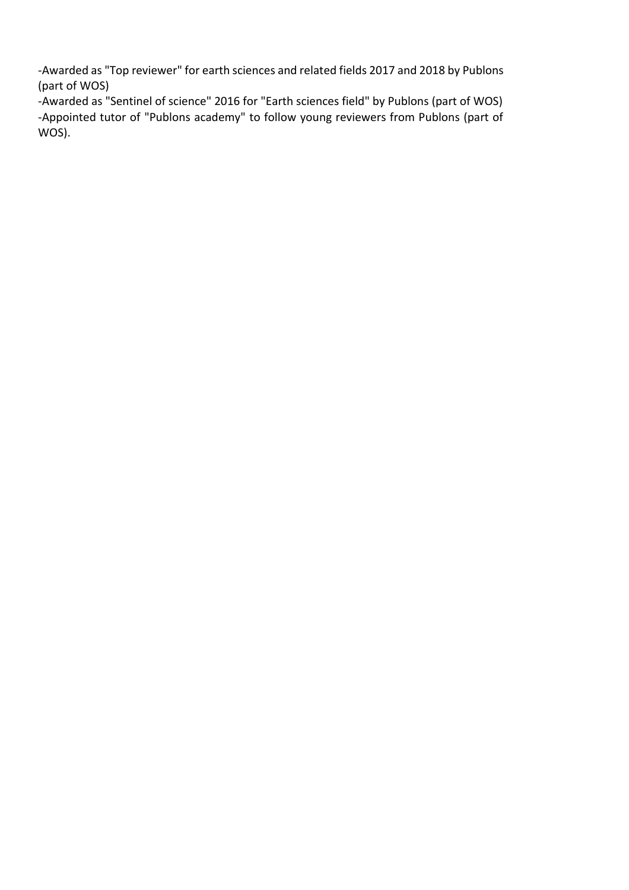-Awarded as "Top reviewer" for earth sciences and related fields 2017 and 2018 by Publons (part of WOS)

-Awarded as "Sentinel of science" 2016 for "Earth sciences field" by Publons (part of WOS)

-Appointed tutor of "Publons academy" to follow young reviewers from Publons (part of WOS).